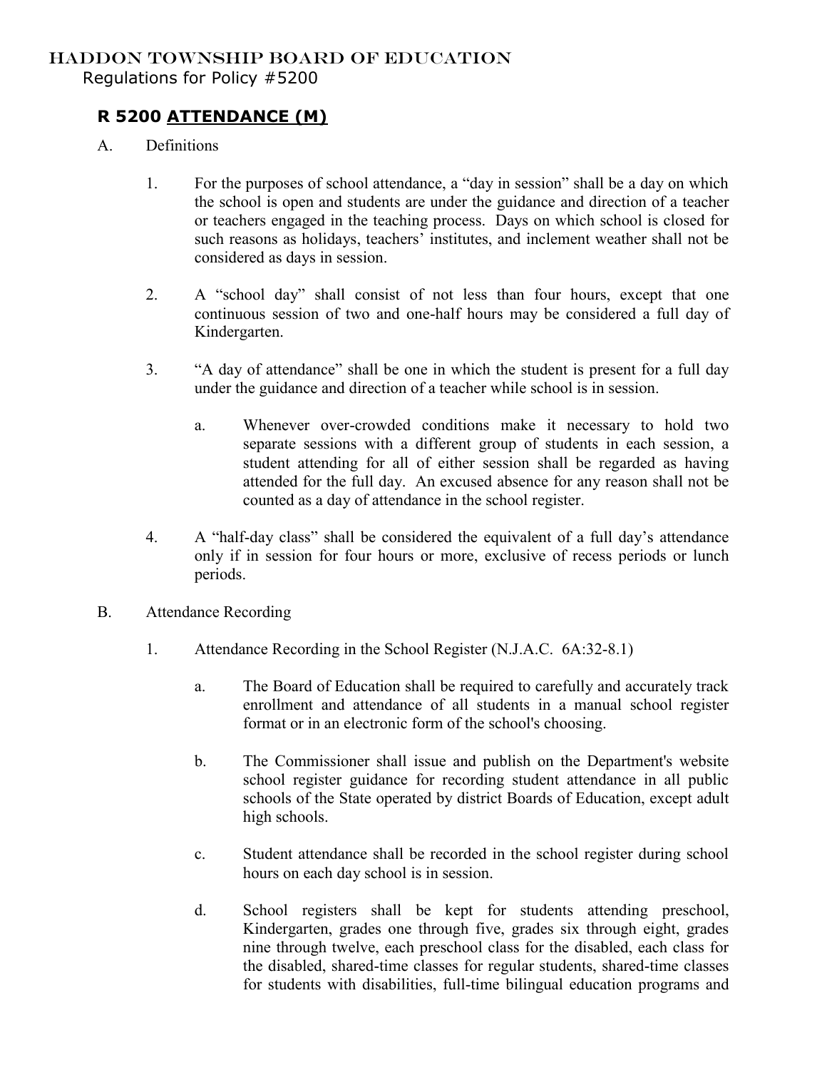HADDON TOWNSHIP BOARD OF EDUCATION
Regulations for Policy #5200

## R 5200 ATTENDANCE (M)

A. Definitions

1. For the purposes of school attendance, a "day in session" shall be a day on which the school is open and students are under the guidance and direction of a teacher or teachers engaged in the teaching process. Days on which school is closed for such reasons as holidays, teachers' institutes, and inclement weather shall not be considered as days in session.

2. A "school day" shall consist of not less than four hours, except that one continuous session of two and one-half hours may be considered a full day of Kindergarten.

3. "A day of attendance" shall be one in which the student is present for a full day under the guidance and direction of a teacher while school is in session.

   a. Whenever over-crowded conditions make it necessary to hold two separate sessions with a different group of students in each session, a student attending for all of either session shall be regarded as having attended for the full day. An excused absence for any reason shall not be counted as a day of attendance in the school register.

4. A "half-day class" shall be considered the equivalent of a full day's attendance only if in session for four hours or more, exclusive of recess periods or lunch periods.

B. Attendance Recording

1. Attendance Recording in the School Register (N.J.A.C. 6A:32-8.1)

   a. The Board of Education shall be required to carefully and accurately track enrollment and attendance of all students in a manual school register format or in an electronic form of the school's choosing.

   b. The Commissioner shall issue and publish on the Department's website school register guidance for recording student attendance in all public schools of the State operated by district Boards of Education, except adult high schools.

   c. Student attendance shall be recorded in the school register during school hours on each day school is in session.

   d. School registers shall be kept for students attending preschool, Kindergarten, grades one through five, grades six through eight, grades nine through twelve, each preschool class for the disabled, each class for the disabled, shared-time classes for regular students, shared-time classes for students with disabilities, full-time bilingual education programs and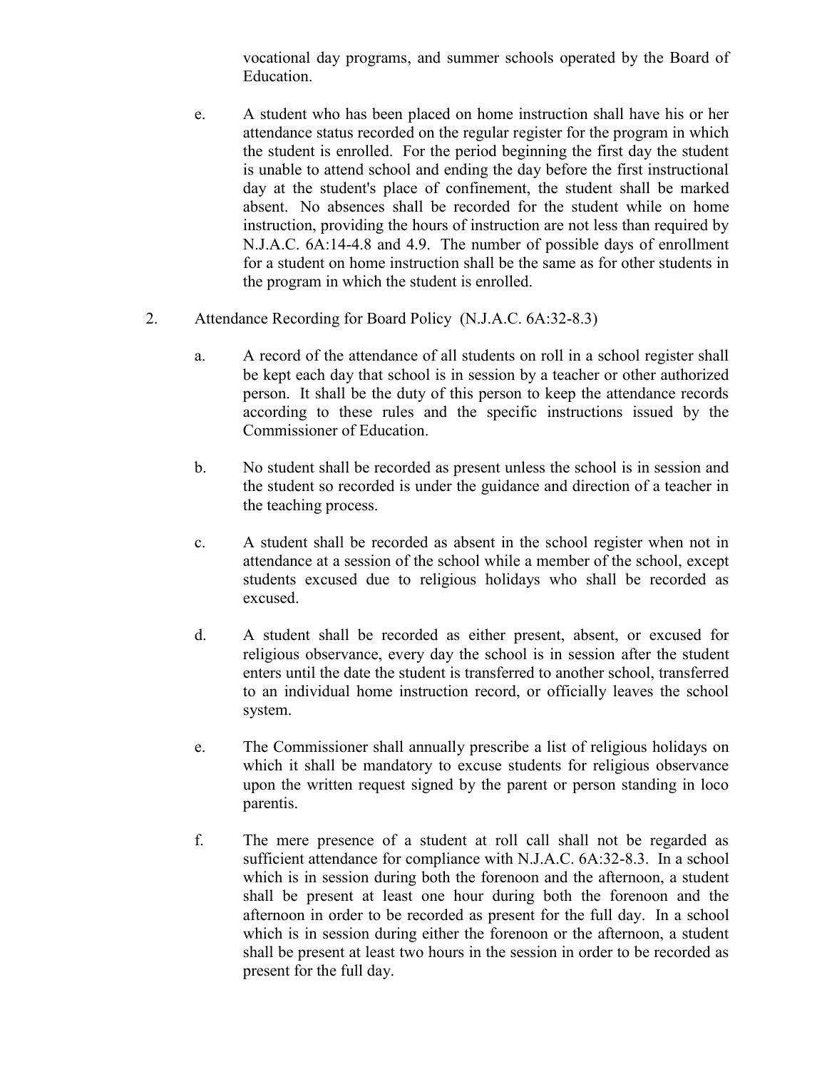vocational day programs, and summer schools operated by the Board of Education.

e. A student who has been placed on home instruction shall have his or her attendance status recorded on the regular register for the program in which the student is enrolled. For the period beginning the first day the student is unable to attend school and ending the day before the first instructional day at the student's place of confinement, the student shall be marked absent. No absences shall be recorded for the student while on home instruction, providing the hours of instruction are not less than required by N.J.A.C. 6A:14-4.8 and 4.9. The number of possible days of enrollment for a student on home instruction shall be the same as for other students in the program in which the student is enrolled.

2. Attendance Recording for Board Policy (N.J.A.C. 6A:32-8.3)

   a. A record of the attendance of all students on roll in a school register shall be kept each day that school is in session by a teacher or other authorized person. It shall be the duty of this person to keep the attendance records according to these rules and the specific instructions issued by the Commissioner of Education.

   b. No student shall be recorded as present unless the school is in session and the student so recorded is under the guidance and direction of a teacher in the teaching process.

   c. A student shall be recorded as absent in the school register when not in attendance at a session of the school while a member of the school, except students excused due to religious holidays who shall be recorded as excused.

   d. A student shall be recorded as either present, absent, or excused for religious observance, every day the school is in session after the student enters until the date the student is transferred to another school, transferred to an individual home instruction record, or officially leaves the school system.

   e. The Commissioner shall annually prescribe a list of religious holidays on which it shall be mandatory to excuse students for religious observance upon the written request signed by the parent or person standing in loco parentis.

   f. The mere presence of a student at roll call shall not be regarded as sufficient attendance for compliance with N.J.A.C. 6A:32-8.3. In a school which is in session during both the forenoon and the afternoon, a student shall be present at least one hour during both the forenoon and the afternoon in order to be recorded as present for the full day. In a school which is in session during either the forenoon or the afternoon, a student shall be present at least two hours in the session in order to be recorded as present for the full day.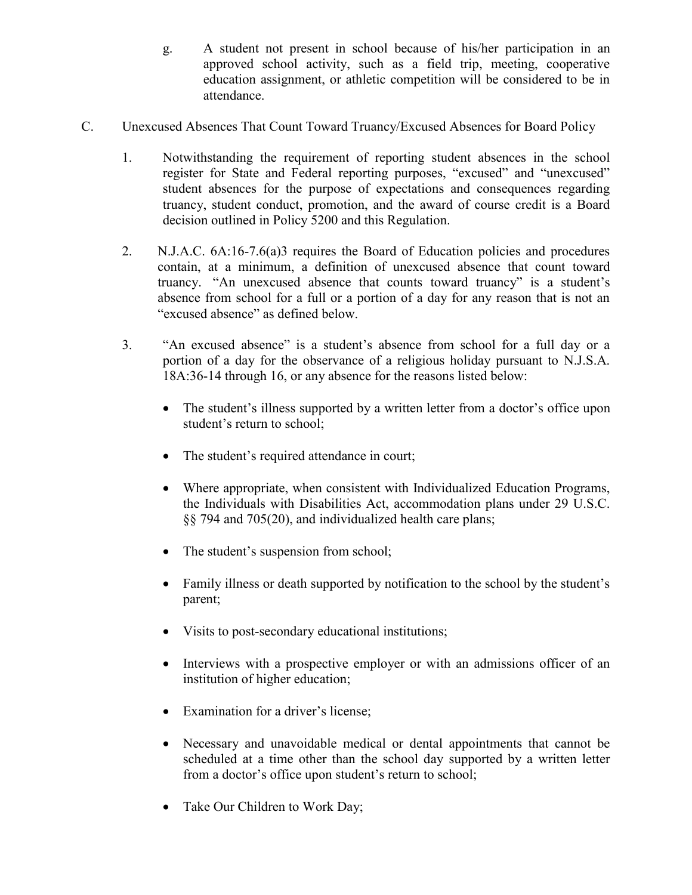g. A student not present in school because of his/her participation in an approved school activity, such as a field trip, meeting, cooperative education assignment, or athletic competition will be considered to be in attendance.

C. Unexcused Absences That Count Toward Truancy/Excused Absences for Board Policy

1. Notwithstanding the requirement of reporting student absences in the school register for State and Federal reporting purposes, "excused" and "unexcused" student absences for the purpose of expectations and consequences regarding truancy, student conduct, promotion, and the award of course credit is a Board decision outlined in Policy 5200 and this Regulation.

2. N.J.A.C. 6A:16-7.6(a)3 requires the Board of Education policies and procedures contain, at a minimum, a definition of unexcused absence that count toward truancy. "An unexcused absence that counts toward truancy" is a student's absence from school for a full or a portion of a day for any reason that is not an "excused absence" as defined below.

3. "An excused absence" is a student's absence from school for a full day or a portion of a day for the observance of a religious holiday pursuant to N.J.S.A. 18A:36-14 through 16, or any absence for the reasons listed below:

   - The student's illness supported by a written letter from a doctor's office upon student's return to school;
   - The student's required attendance in court;
   - Where appropriate, when consistent with Individualized Education Programs, the Individuals with Disabilities Act, accommodation plans under 29 U.S.C. §§ 794 and 705(20), and individualized health care plans;
   - The student's suspension from school;
   - Family illness or death supported by notification to the school by the student's parent;
   - Visits to post-secondary educational institutions;
   - Interviews with a prospective employer or with an admissions officer of an institution of higher education;
   - Examination for a driver's license;
   - Necessary and unavoidable medical or dental appointments that cannot be scheduled at a time other than the school day supported by a written letter from a doctor's office upon student's return to school;
   - Take Our Children to Work Day;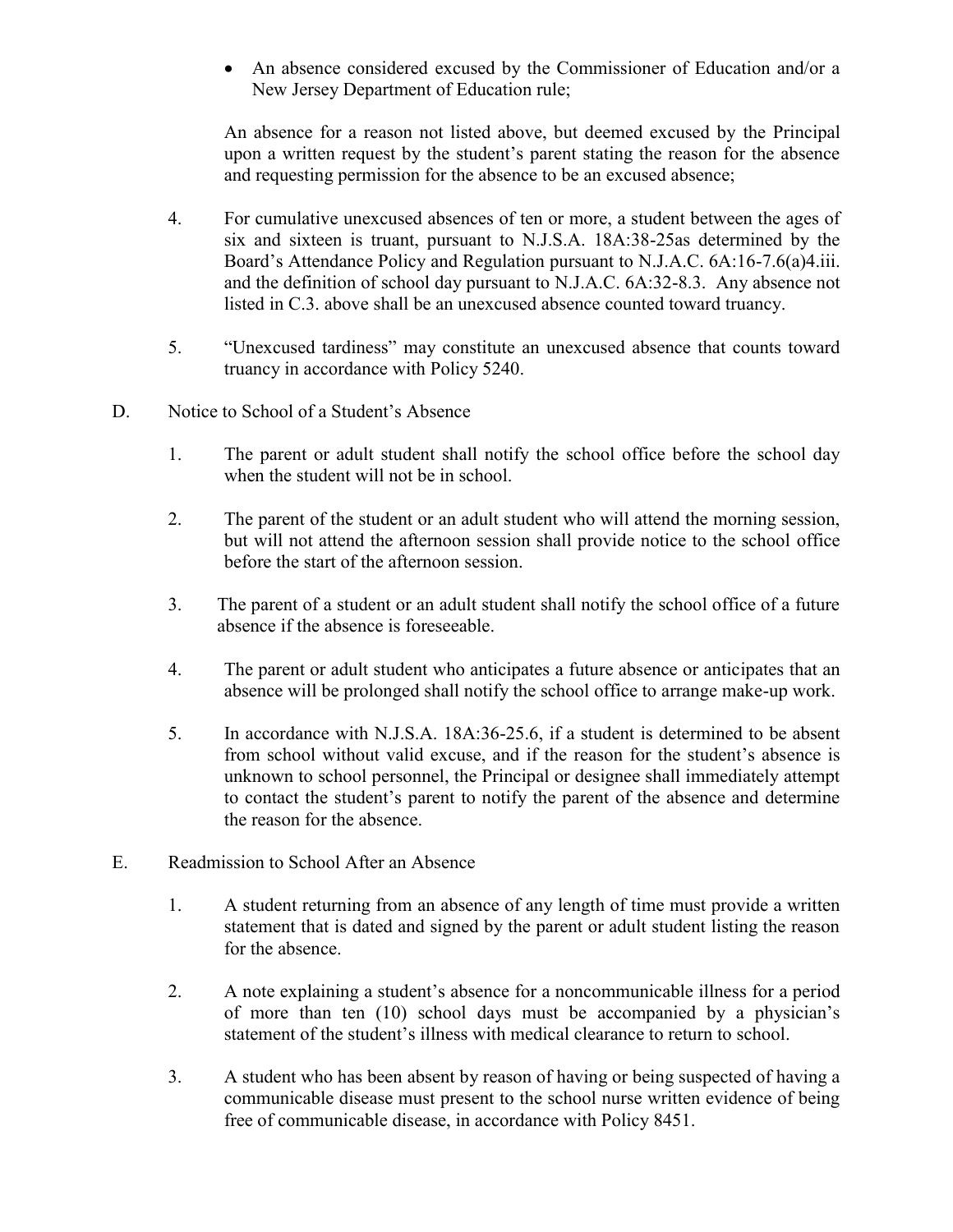- An absence considered excused by the Commissioner of Education and/or a New Jersey Department of Education rule;

  An absence for a reason not listed above, but deemed excused by the Principal upon a written request by the student's parent stating the reason for the absence and requesting permission for the absence to be an excused absence;

4. For cumulative unexcused absences of ten or more, a student between the ages of six and sixteen is truant, pursuant to N.J.S.A. 18A:38-25as determined by the Board's Attendance Policy and Regulation pursuant to N.J.A.C. 6A:16-7.6(a)4.iii. and the definition of school day pursuant to N.J.A.C. 6A:32-8.3. Any absence not listed in C.3. above shall be an unexcused absence counted toward truancy.

5. "Unexcused tardiness" may constitute an unexcused absence that counts toward truancy in accordance with Policy 5240.

D. Notice to School of a Student's Absence

1. The parent or adult student shall notify the school office before the school day when the student will not be in school.

2. The parent of the student or an adult student who will attend the morning session, but will not attend the afternoon session shall provide notice to the school office before the start of the afternoon session.

3. The parent of a student or an adult student shall notify the school office of a future absence if the absence is foreseeable.

4. The parent or adult student who anticipates a future absence or anticipates that an absence will be prolonged shall notify the school office to arrange make-up work.

5. In accordance with N.J.S.A. 18A:36-25.6, if a student is determined to be absent from school without valid excuse, and if the reason for the student's absence is unknown to school personnel, the Principal or designee shall immediately attempt to contact the student's parent to notify the parent of the absence and determine the reason for the absence.

E. Readmission to School After an Absence

1. A student returning from an absence of any length of time must provide a written statement that is dated and signed by the parent or adult student listing the reason for the absence.

2. A note explaining a student's absence for a noncommunicable illness for a period of more than ten (10) school days must be accompanied by a physician's statement of the student's illness with medical clearance to return to school.

3. A student who has been absent by reason of having or being suspected of having a communicable disease must present to the school nurse written evidence of being free of communicable disease, in accordance with Policy 8451.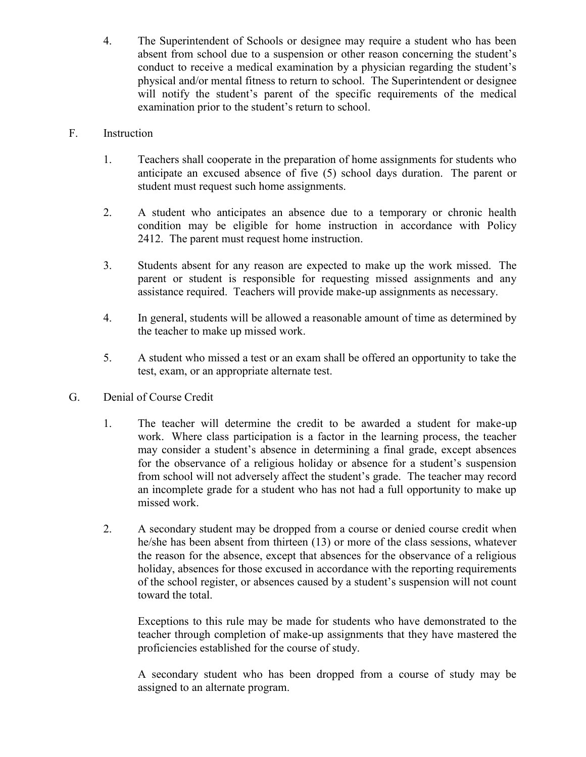4. The Superintendent of Schools or designee may require a student who has been absent from school due to a suspension or other reason concerning the student's conduct to receive a medical examination by a physician regarding the student's physical and/or mental fitness to return to school. The Superintendent or designee will notify the student's parent of the specific requirements of the medical examination prior to the student's return to school.

F. Instruction

1. Teachers shall cooperate in the preparation of home assignments for students who anticipate an excused absence of five (5) school days duration. The parent or student must request such home assignments.

2. A student who anticipates an absence due to a temporary or chronic health condition may be eligible for home instruction in accordance with Policy 2412. The parent must request home instruction.

3. Students absent for any reason are expected to make up the work missed. The parent or student is responsible for requesting missed assignments and any assistance required. Teachers will provide make-up assignments as necessary.

4. In general, students will be allowed a reasonable amount of time as determined by the teacher to make up missed work.

5. A student who missed a test or an exam shall be offered an opportunity to take the test, exam, or an appropriate alternate test.

G. Denial of Course Credit

1. The teacher will determine the credit to be awarded a student for make-up work. Where class participation is a factor in the learning process, the teacher may consider a student's absence in determining a final grade, except absences for the observance of a religious holiday or absence for a student's suspension from school will not adversely affect the student's grade. The teacher may record an incomplete grade for a student who has not had a full opportunity to make up missed work.

2. A secondary student may be dropped from a course or denied course credit when he/she has been absent from thirteen (13) or more of the class sessions, whatever the reason for the absence, except that absences for the observance of a religious holiday, absences for those excused in accordance with the reporting requirements of the school register, or absences caused by a student's suspension will not count toward the total.

   Exceptions to this rule may be made for students who have demonstrated to the teacher through completion of make-up assignments that they have mastered the proficiencies established for the course of study.

   A secondary student who has been dropped from a course of study may be assigned to an alternate program.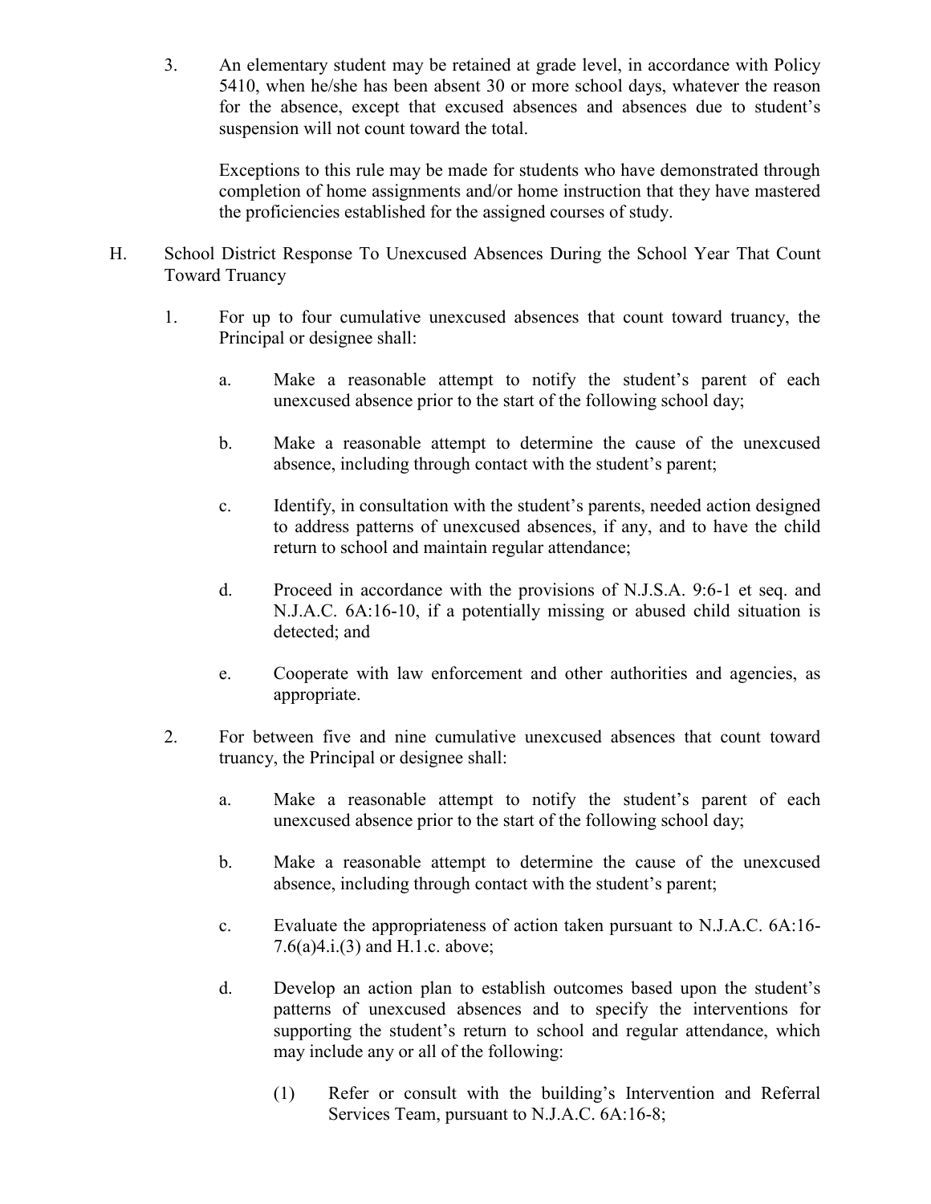3. An elementary student may be retained at grade level, in accordance with Policy 5410, when he/she has been absent 30 or more school days, whatever the reason for the absence, except that excused absences and absences due to student's suspension will not count toward the total.

   Exceptions to this rule may be made for students who have demonstrated through completion of home assignments and/or home instruction that they have mastered the proficiencies established for the assigned courses of study.

H. School District Response To Unexcused Absences During the School Year That Count Toward Truancy

   1. For up to four cumulative unexcused absences that count toward truancy, the Principal or designee shall:

      a. Make a reasonable attempt to notify the student's parent of each unexcused absence prior to the start of the following school day;

      b. Make a reasonable attempt to determine the cause of the unexcused absence, including through contact with the student's parent;

      c. Identify, in consultation with the student's parents, needed action designed to address patterns of unexcused absences, if any, and to have the child return to school and maintain regular attendance;

      d. Proceed in accordance with the provisions of N.J.S.A. 9:6-1 et seq. and N.J.A.C. 6A:16-10, if a potentially missing or abused child situation is detected; and

      e. Cooperate with law enforcement and other authorities and agencies, as appropriate.

   2. For between five and nine cumulative unexcused absences that count toward truancy, the Principal or designee shall:

      a. Make a reasonable attempt to notify the student's parent of each unexcused absence prior to the start of the following school day;

      b. Make a reasonable attempt to determine the cause of the unexcused absence, including through contact with the student's parent;

      c. Evaluate the appropriateness of action taken pursuant to N.J.A.C. 6A:16-7.6(a)4.i.(3) and H.1.c. above;

      d. Develop an action plan to establish outcomes based upon the student's patterns of unexcused absences and to specify the interventions for supporting the student's return to school and regular attendance, which may include any or all of the following:

         (1) Refer or consult with the building's Intervention and Referral Services Team, pursuant to N.J.A.C. 6A:16-8;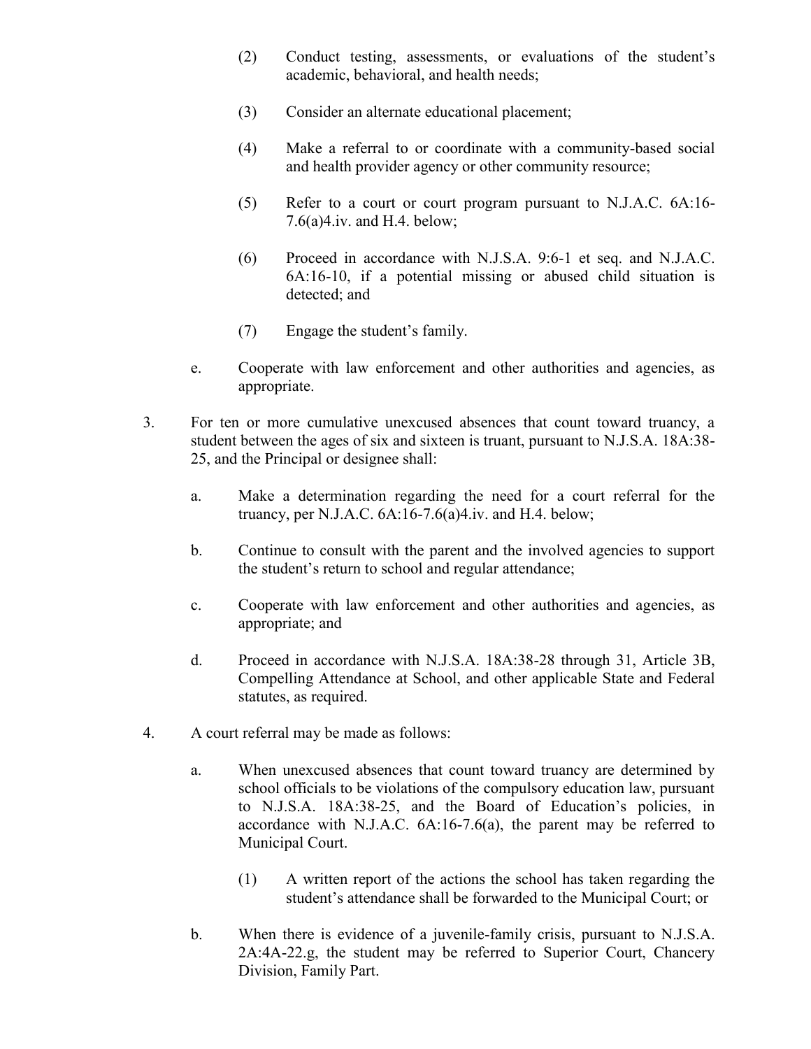(2) Conduct testing, assessments, or evaluations of the student's academic, behavioral, and health needs;

(3) Consider an alternate educational placement;

(4) Make a referral to or coordinate with a community-based social and health provider agency or other community resource;

(5) Refer to a court or court program pursuant to N.J.A.C. 6A:16-7.6(a)4.iv. and H.4. below;

(6) Proceed in accordance with N.J.S.A. 9:6-1 et seq. and N.J.A.C. 6A:16-10, if a potential missing or abused child situation is detected; and

(7) Engage the student's family.

e. Cooperate with law enforcement and other authorities and agencies, as appropriate.

3. For ten or more cumulative unexcused absences that count toward truancy, a student between the ages of six and sixteen is truant, pursuant to N.J.S.A. 18A:38-25, and the Principal or designee shall:

   a. Make a determination regarding the need for a court referral for the truancy, per N.J.A.C. 6A:16-7.6(a)4.iv. and H.4. below;

   b. Continue to consult with the parent and the involved agencies to support the student's return to school and regular attendance;

   c. Cooperate with law enforcement and other authorities and agencies, as appropriate; and

   d. Proceed in accordance with N.J.S.A. 18A:38-28 through 31, Article 3B, Compelling Attendance at School, and other applicable State and Federal statutes, as required.

4. A court referral may be made as follows:

   a. When unexcused absences that count toward truancy are determined by school officials to be violations of the compulsory education law, pursuant to N.J.S.A. 18A:38-25, and the Board of Education's policies, in accordance with N.J.A.C. 6A:16-7.6(a), the parent may be referred to Municipal Court.

      (1) A written report of the actions the school has taken regarding the student's attendance shall be forwarded to the Municipal Court; or

   b. When there is evidence of a juvenile-family crisis, pursuant to N.J.S.A. 2A:4A-22.g, the student may be referred to Superior Court, Chancery Division, Family Part.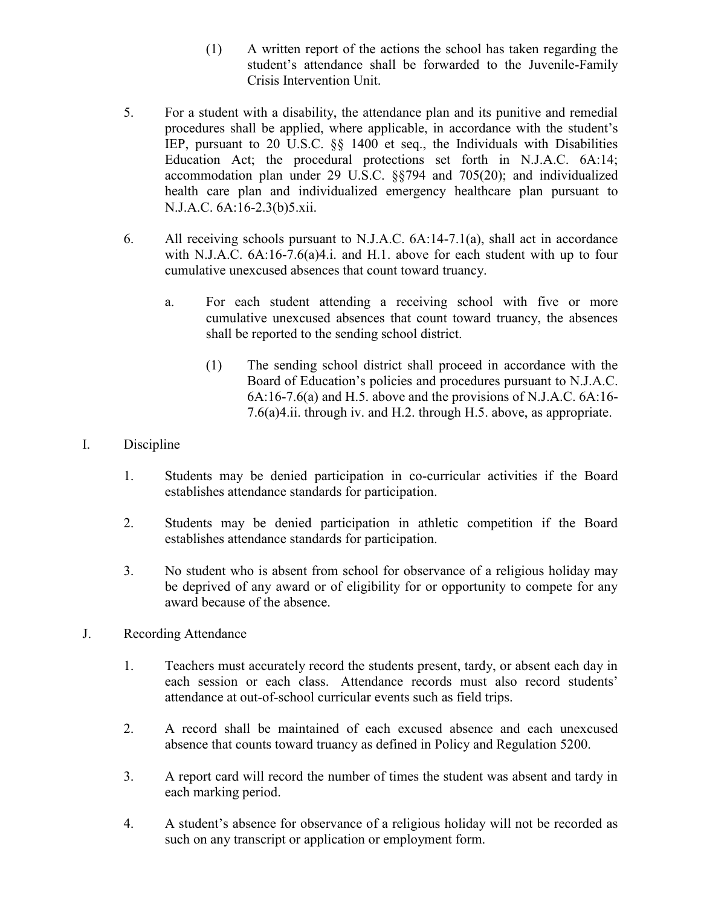(1) A written report of the actions the school has taken regarding the student's attendance shall be forwarded to the Juvenile-Family Crisis Intervention Unit.

5. For a student with a disability, the attendance plan and its punitive and remedial procedures shall be applied, where applicable, in accordance with the student's IEP, pursuant to 20 U.S.C. §§ 1400 et seq., the Individuals with Disabilities Education Act; the procedural protections set forth in N.J.A.C. 6A:14; accommodation plan under 29 U.S.C. §§794 and 705(20); and individualized health care plan and individualized emergency healthcare plan pursuant to N.J.A.C. 6A:16-2.3(b)5.xii.

6. All receiving schools pursuant to N.J.A.C. 6A:14-7.1(a), shall act in accordance with N.J.A.C. 6A:16-7.6(a)4.i. and H.1. above for each student with up to four cumulative unexcused absences that count toward truancy.

   a. For each student attending a receiving school with five or more cumulative unexcused absences that count toward truancy, the absences shall be reported to the sending school district.

      (1) The sending school district shall proceed in accordance with the Board of Education's policies and procedures pursuant to N.J.A.C. 6A:16-7.6(a) and H.5. above and the provisions of N.J.A.C. 6A:16-7.6(a)4.ii. through iv. and H.2. through H.5. above, as appropriate.

I. Discipline

1. Students may be denied participation in co-curricular activities if the Board establishes attendance standards for participation.

2. Students may be denied participation in athletic competition if the Board establishes attendance standards for participation.

3. No student who is absent from school for observance of a religious holiday may be deprived of any award or of eligibility for or opportunity to compete for any award because of the absence.

J. Recording Attendance

1. Teachers must accurately record the students present, tardy, or absent each day in each session or each class. Attendance records must also record students' attendance at out-of-school curricular events such as field trips.

2. A record shall be maintained of each excused absence and each unexcused absence that counts toward truancy as defined in Policy and Regulation 5200.

3. A report card will record the number of times the student was absent and tardy in each marking period.

4. A student's absence for observance of a religious holiday will not be recorded as such on any transcript or application or employment form.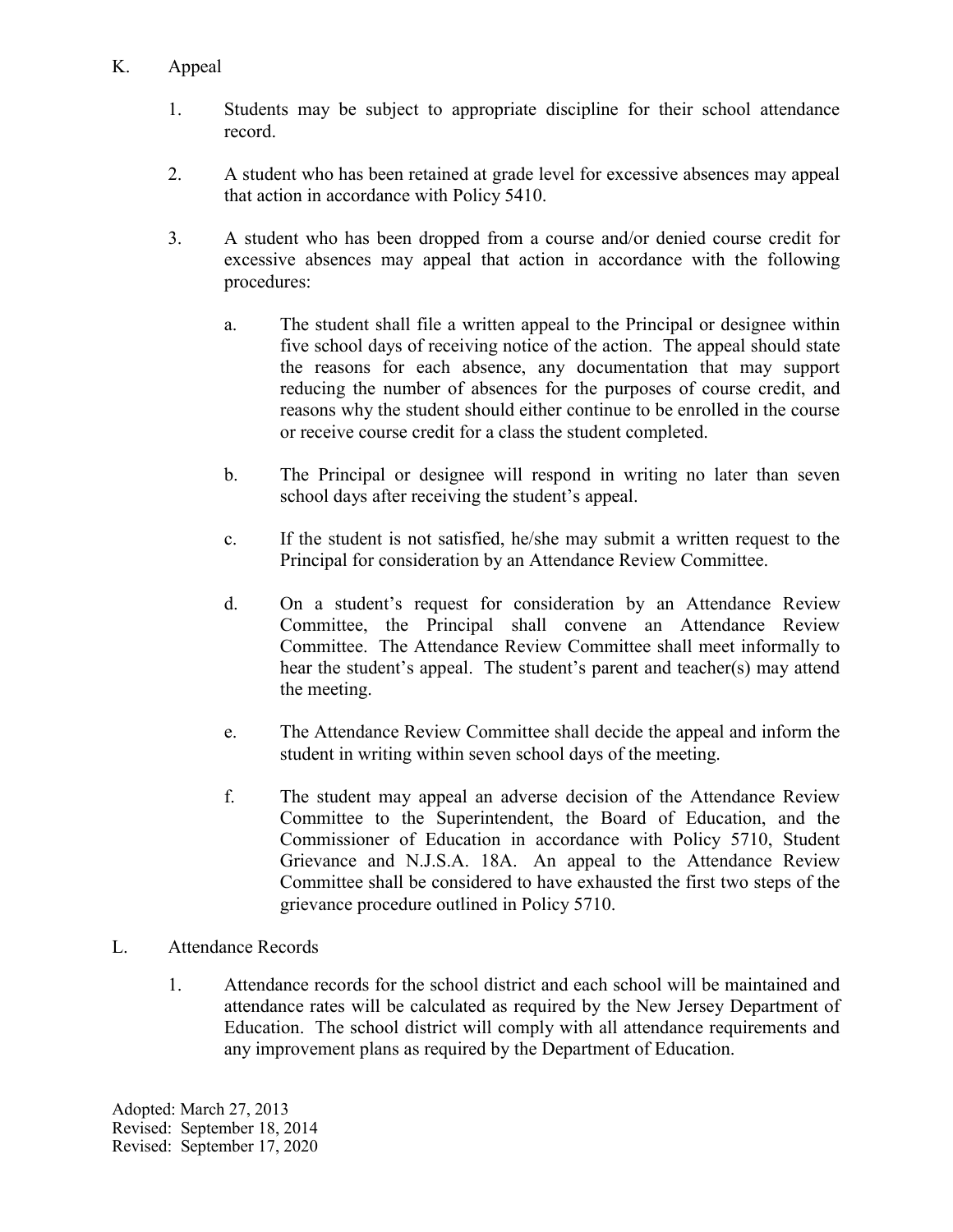K. Appeal

1. Students may be subject to appropriate discipline for their school attendance record.

2. A student who has been retained at grade level for excessive absences may appeal that action in accordance with Policy 5410.

3. A student who has been dropped from a course and/or denied course credit for excessive absences may appeal that action in accordance with the following procedures:

   a. The student shall file a written appeal to the Principal or designee within five school days of receiving notice of the action. The appeal should state the reasons for each absence, any documentation that may support reducing the number of absences for the purposes of course credit, and reasons why the student should either continue to be enrolled in the course or receive course credit for a class the student completed.

   b. The Principal or designee will respond in writing no later than seven school days after receiving the student's appeal.

   c. If the student is not satisfied, he/she may submit a written request to the Principal for consideration by an Attendance Review Committee.

   d. On a student's request for consideration by an Attendance Review Committee, the Principal shall convene an Attendance Review Committee. The Attendance Review Committee shall meet informally to hear the student's appeal. The student's parent and teacher(s) may attend the meeting.

   e. The Attendance Review Committee shall decide the appeal and inform the student in writing within seven school days of the meeting.

   f. The student may appeal an adverse decision of the Attendance Review Committee to the Superintendent, the Board of Education, and the Commissioner of Education in accordance with Policy 5710, Student Grievance and N.J.S.A. 18A. An appeal to the Attendance Review Committee shall be considered to have exhausted the first two steps of the grievance procedure outlined in Policy 5710.

L. Attendance Records

1. Attendance records for the school district and each school will be maintained and attendance rates will be calculated as required by the New Jersey Department of Education. The school district will comply with all attendance requirements and any improvement plans as required by the Department of Education.

Adopted: March 27, 2013
Revised: September 18, 2014
Revised: September 17, 2020